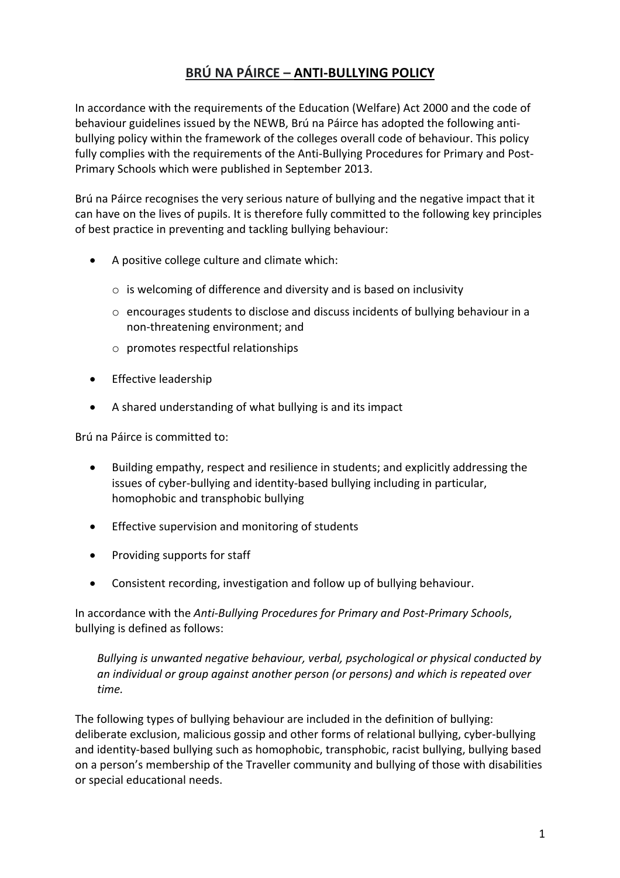# BRÚ NA PÁIRCE – ANTI-BULLYING POLICY

In accordance with the requirements of the Education (Welfare) Act 2000 and the code of behaviour guidelines issued by the NEWB, Brú na Páirce has adopted the following anti-bullying policy within the framework of the colleges overall code of behaviour. This policy fully complies with the requirements of the Anti-Bullying Procedures for Primary and Post-Primary Schools which were published in September 2013.

Brú na Páirce recognises the very serious nature of bullying and the negative impact that it can have on the lives of pupils. It is therefore fully committed to the following key principles of best practice in preventing and tackling bullying behaviour:

- A positive college culture and climate which:
  - is welcoming of difference and diversity and is based on inclusivity
  - encourages students to disclose and discuss incidents of bullying behaviour in a non-threatening environment; and
  - promotes respectful relationships
- Effective leadership
- A shared understanding of what bullying is and its impact

Brú na Páirce is committed to:

- Building empathy, respect and resilience in students; and explicitly addressing the issues of cyber-bullying and identity-based bullying including in particular, homophobic and transphobic bullying
- Effective supervision and monitoring of students
- Providing supports for staff
- Consistent recording, investigation and follow up of bullying behaviour.

In accordance with the *Anti-Bullying Procedures for Primary and Post-Primary Schools*, bullying is defined as follows:

> *Bullying is unwanted negative behaviour, verbal, psychological or physical conducted by an individual or group against another person (or persons) and which is repeated over time.*

The following types of bullying behaviour are included in the definition of bullying: deliberate exclusion, malicious gossip and other forms of relational bullying, cyber-bullying and identity-based bullying such as homophobic, transphobic, racist bullying, bullying based on a person's membership of the Traveller community and bullying of those with disabilities or special educational needs.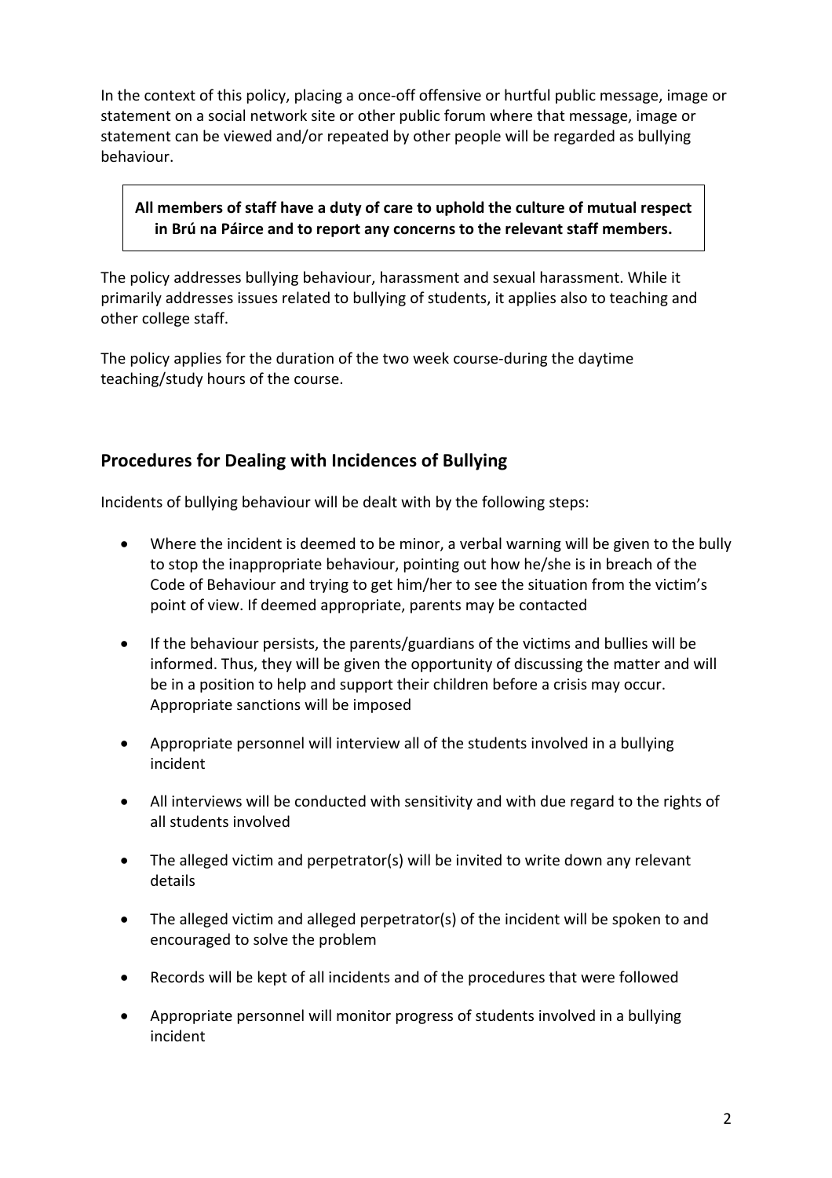In the context of this policy, placing a once-off offensive or hurtful public message, image or statement on a social network site or other public forum where that message, image or statement can be viewed and/or repeated by other people will be regarded as bullying behaviour.

> **All members of staff have a duty of care to uphold the culture of mutual respect in Brú na Páirce and to report any concerns to the relevant staff members.**

The policy addresses bullying behaviour, harassment and sexual harassment. While it primarily addresses issues related to bullying of students, it applies also to teaching and other college staff.

The policy applies for the duration of the two week course-during the daytime teaching/study hours of the course.

## Procedures for Dealing with Incidences of Bullying

Incidents of bullying behaviour will be dealt with by the following steps:

- Where the incident is deemed to be minor, a verbal warning will be given to the bully to stop the inappropriate behaviour, pointing out how he/she is in breach of the Code of Behaviour and trying to get him/her to see the situation from the victim's point of view. If deemed appropriate, parents may be contacted
- If the behaviour persists, the parents/guardians of the victims and bullies will be informed. Thus, they will be given the opportunity of discussing the matter and will be in a position to help and support their children before a crisis may occur. Appropriate sanctions will be imposed
- Appropriate personnel will interview all of the students involved in a bullying incident
- All interviews will be conducted with sensitivity and with due regard to the rights of all students involved
- The alleged victim and perpetrator(s) will be invited to write down any relevant details
- The alleged victim and alleged perpetrator(s) of the incident will be spoken to and encouraged to solve the problem
- Records will be kept of all incidents and of the procedures that were followed
- Appropriate personnel will monitor progress of students involved in a bullying incident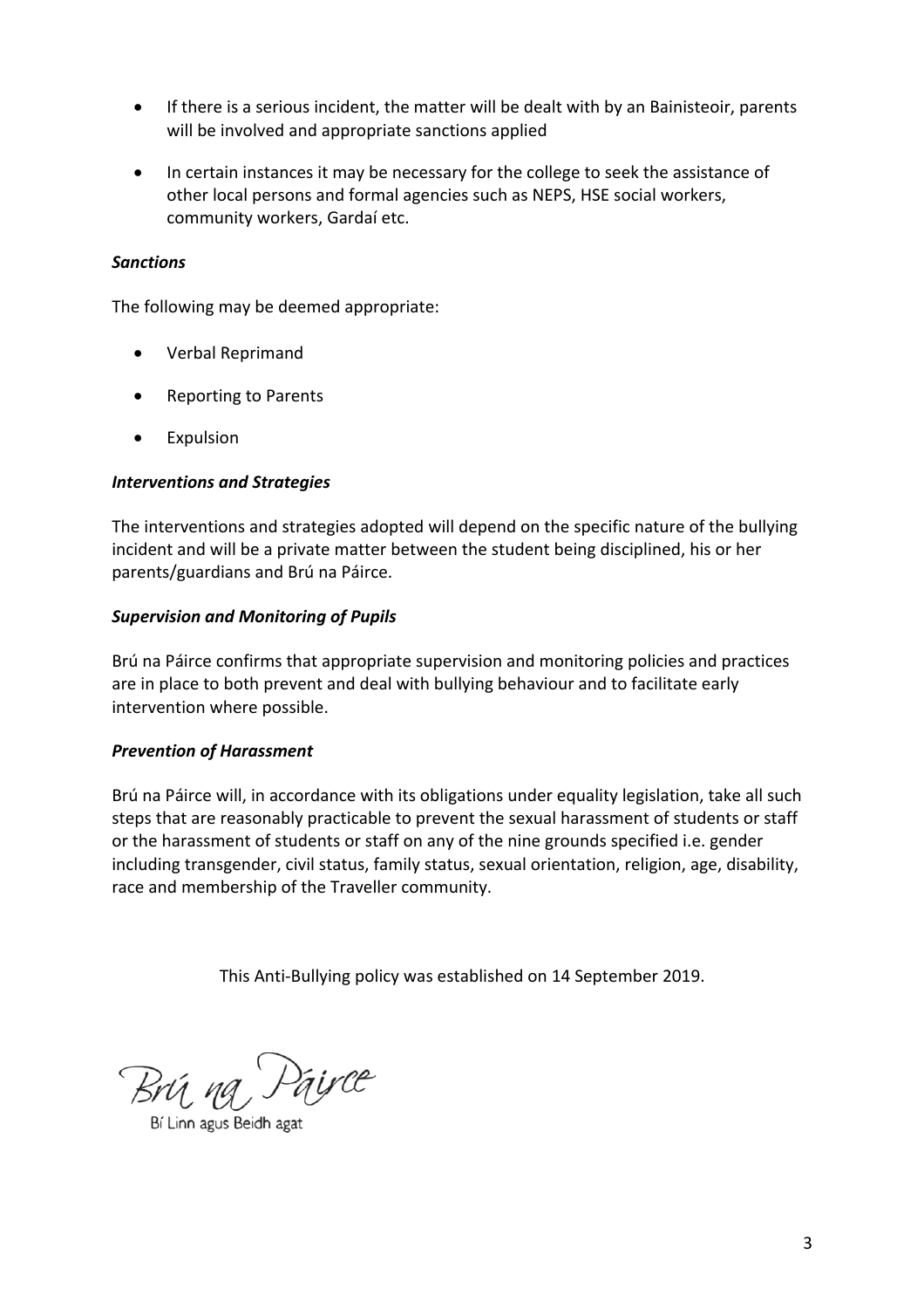- If there is a serious incident, the matter will be dealt with by an Bainisteoir, parents will be involved and appropriate sanctions applied
- In certain instances it may be necessary for the college to seek the assistance of other local persons and formal agencies such as NEPS, HSE social workers, community workers, Gardaí etc.

***Sanctions***

The following may be deemed appropriate:

- Verbal Reprimand
- Reporting to Parents
- Expulsion

***Interventions and Strategies***

The interventions and strategies adopted will depend on the specific nature of the bullying incident and will be a private matter between the student being disciplined, his or her parents/guardians and Brú na Páirce.

***Supervision and Monitoring of Pupils***

Brú na Páirce confirms that appropriate supervision and monitoring policies and practices are in place to both prevent and deal with bullying behaviour and to facilitate early intervention where possible.

***Prevention of Harassment***

Brú na Páirce will, in accordance with its obligations under equality legislation, take all such steps that are reasonably practicable to prevent the sexual harassment of students or staff or the harassment of students or staff on any of the nine grounds specified i.e. gender including transgender, civil status, family status, sexual orientation, religion, age, disability, race and membership of the Traveller community.

This Anti-Bullying policy was established on 14 September 2019.

Brú na Páirce

Bí Linn agus Beidh agat